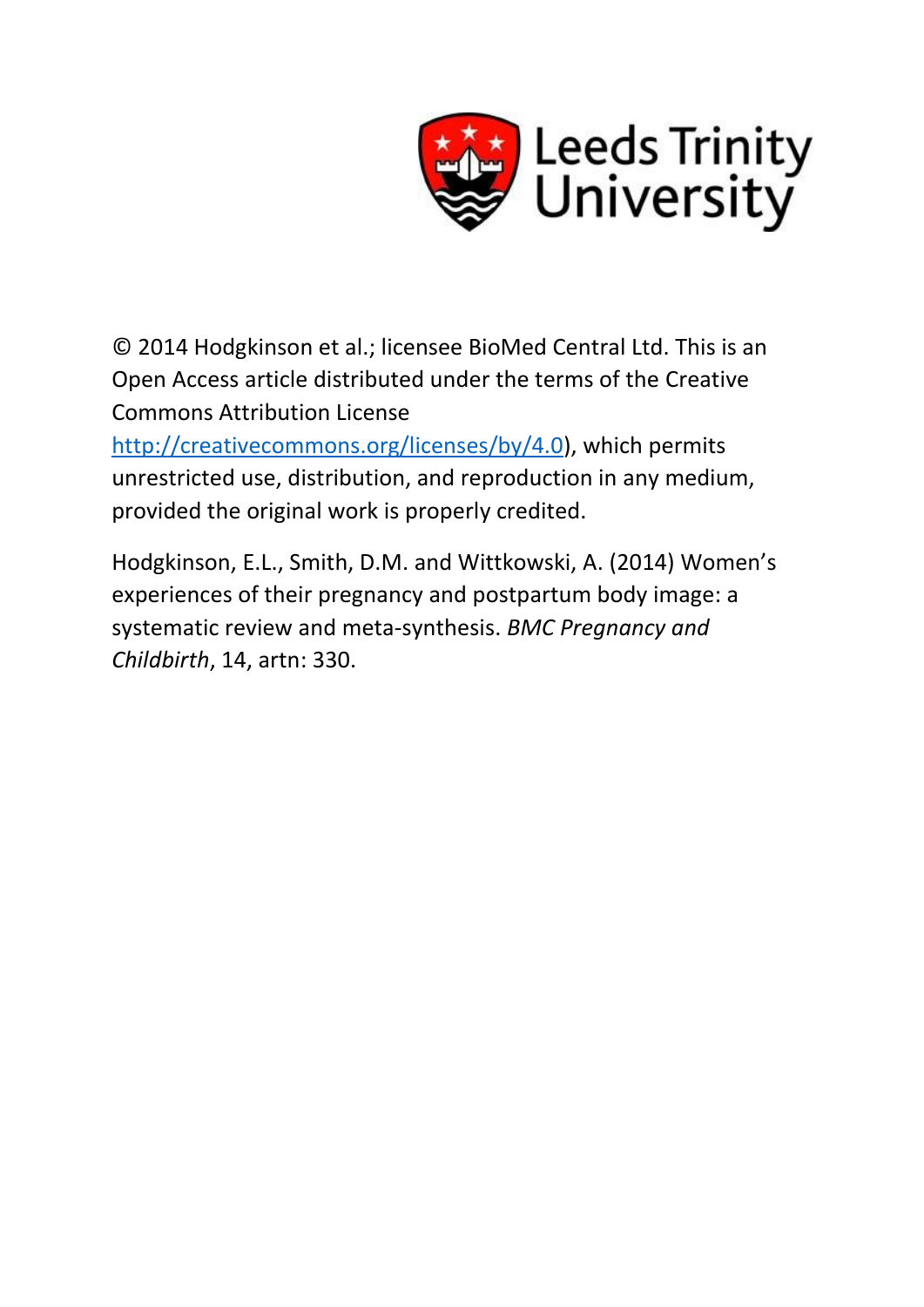Leeds Trinity University

© 2014 Hodgkinson et al.; licensee BioMed Central Ltd. This is an Open Access article distributed under the terms of the Creative Commons Attribution License (http://creativecommons.org/licenses/by/4.0), which permits unrestricted use, distribution, and reproduction in any medium, provided the original work is properly credited.

Hodgkinson, E.L., Smith, D.M. and Wittkowski, A. (2014) Women's experiences of their pregnancy and postpartum body image: a systematic review and meta-synthesis. *BMC Pregnancy and Childbirth*, 14, artn: 330.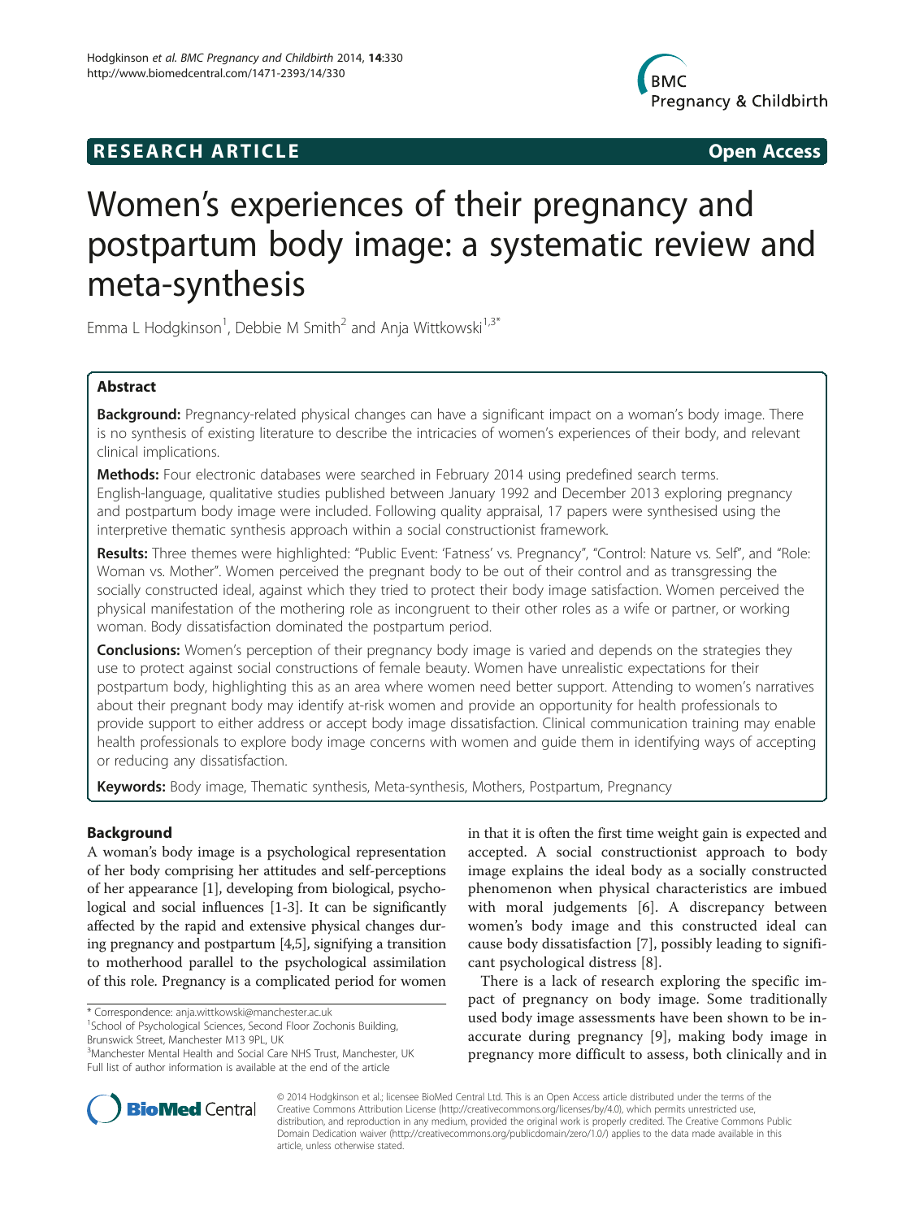# Women's experiences of their pregnancy and postpartum body image: a systematic review and meta-synthesis

Emma L Hodgkinson[1], Debbie M Smith[2] and Anja Wittkowski[1,3*]

## Abstract

**Background:** Pregnancy-related physical changes can have a significant impact on a woman's body image. There is no synthesis of existing literature to describe the intricacies of women's experiences of their body, and relevant clinical implications.

**Methods:** Four electronic databases were searched in February 2014 using predefined search terms. English-language, qualitative studies published between January 1992 and December 2013 exploring pregnancy and postpartum body image were included. Following quality appraisal, 17 papers were synthesised using the interpretive thematic synthesis approach within a social constructionist framework.

**Results:** Three themes were highlighted: "Public Event: 'Fatness' vs. Pregnancy", "Control: Nature vs. Self", and "Role: Woman vs. Mother". Women perceived the pregnant body to be out of their control and as transgressing the socially constructed ideal, against which they tried to protect their body image satisfaction. Women perceived the physical manifestation of the mothering role as incongruent to their other roles as a wife or partner, or working woman. Body dissatisfaction dominated the postpartum period.

**Conclusions:** Women's perception of their pregnancy body image is varied and depends on the strategies they use to protect against social constructions of female beauty. Women have unrealistic expectations for their postpartum body, highlighting this as an area where women need better support. Attending to women's narratives about their pregnant body may identify at-risk women and provide an opportunity for health professionals to provide support to either address or accept body image dissatisfaction. Clinical communication training may enable health professionals to explore body image concerns with women and guide them in identifying ways of accepting or reducing any dissatisfaction.

**Keywords:** Body image, Thematic synthesis, Meta-synthesis, Mothers, Postpartum, Pregnancy

## Background

A woman's body image is a psychological representation of her body comprising her attitudes and self-perceptions of her appearance [1], developing from biological, psychological and social influences [1-3]. It can be significantly affected by the rapid and extensive physical changes during pregnancy and postpartum [4,5], signifying a transition to motherhood parallel to the psychological assimilation of this role. Pregnancy is a complicated period for women in that it is often the first time weight gain is expected and accepted. A social constructionist approach to body image explains the ideal body as a socially constructed phenomenon when physical characteristics are imbued with moral judgements [6]. A discrepancy between women's body image and this constructed ideal can cause body dissatisfaction [7], possibly leading to significant psychological distress [8].

There is a lack of research exploring the specific impact of pregnancy on body image. Some traditionally used body image assessments have been shown to be inaccurate during pregnancy [9], making body image in pregnancy more difficult to assess, both clinically and in

\* Correspondence: anja.wittkowski@manchester.ac.uk
[1]School of Psychological Sciences, Second Floor Zochonis Building, Brunswick Street, Manchester M13 9PL, UK
[3]Manchester Mental Health and Social Care NHS Trust, Manchester, UK
Full list of author information is available at the end of the article

© 2014 Hodgkinson et al.; licensee BioMed Central Ltd. This is an Open Access article distributed under the terms of the Creative Commons Attribution License (http://creativecommons.org/licenses/by/4.0), which permits unrestricted use, distribution, and reproduction in any medium, provided the original work is properly credited. The Creative Commons Public Domain Dedication waiver (http://creativecommons.org/publicdomain/zero/1.0/) applies to the data made available in this article, unless otherwise stated.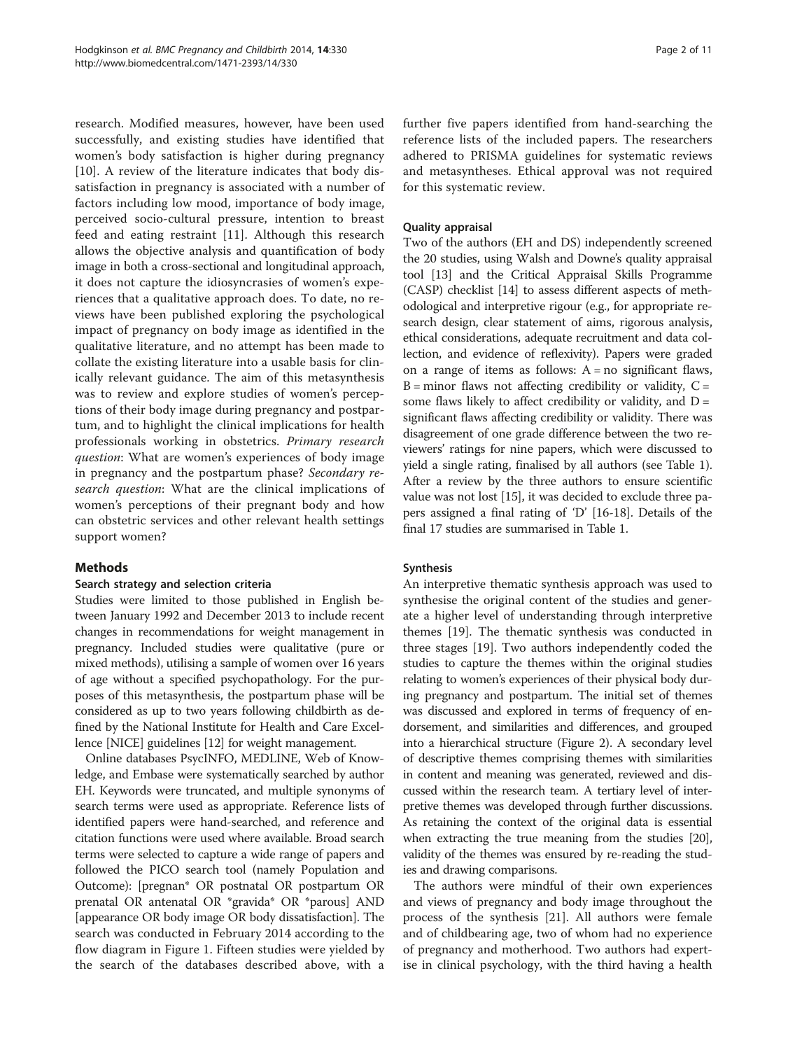research. Modified measures, however, have been used successfully, and existing studies have identified that women's body satisfaction is higher during pregnancy [10]. A review of the literature indicates that body dissatisfaction in pregnancy is associated with a number of factors including low mood, importance of body image, perceived socio-cultural pressure, intention to breast feed and eating restraint [11]. Although this research allows the objective analysis and quantification of body image in both a cross-sectional and longitudinal approach, it does not capture the idiosyncrasies of women's experiences that a qualitative approach does. To date, no reviews have been published exploring the psychological impact of pregnancy on body image as identified in the qualitative literature, and no attempt has been made to collate the existing literature into a usable basis for clinically relevant guidance. The aim of this metasynthesis was to review and explore studies of women's perceptions of their body image during pregnancy and postpartum, and to highlight the clinical implications for health professionals working in obstetrics. *Primary research question*: What are women's experiences of body image in pregnancy and the postpartum phase? *Secondary research question*: What are the clinical implications of women's perceptions of their pregnant body and how can obstetric services and other relevant health settings support women?

## Methods

### Search strategy and selection criteria

Studies were limited to those published in English between January 1992 and December 2013 to include recent changes in recommendations for weight management in pregnancy. Included studies were qualitative (pure or mixed methods), utilising a sample of women over 16 years of age without a specified psychopathology. For the purposes of this metasynthesis, the postpartum phase will be considered as up to two years following childbirth as defined by the National Institute for Health and Care Excellence [NICE] guidelines [12] for weight management.

Online databases PsycINFO, MEDLINE, Web of Knowledge, and Embase were systematically searched by author EH. Keywords were truncated, and multiple synonyms of search terms were used as appropriate. Reference lists of identified papers were hand-searched, and reference and citation functions were used where available. Broad search terms were selected to capture a wide range of papers and followed the PICO search tool (namely Population and Outcome): [pregnan* OR postnatal OR postpartum OR prenatal OR antenatal OR *gravida* OR *parous] AND [appearance OR body image OR body dissatisfaction]. The search was conducted in February 2014 according to the flow diagram in Figure 1. Fifteen studies were yielded by the search of the databases described above, with a further five papers identified from hand-searching the reference lists of the included papers. The researchers adhered to PRISMA guidelines for systematic reviews and metasyntheses. Ethical approval was not required for this systematic review.

### Quality appraisal

Two of the authors (EH and DS) independently screened the 20 studies, using Walsh and Downe's quality appraisal tool [13] and the Critical Appraisal Skills Programme (CASP) checklist [14] to assess different aspects of methodological and interpretive rigour (e.g., for appropriate research design, clear statement of aims, rigorous analysis, ethical considerations, adequate recruitment and data collection, and evidence of reflexivity). Papers were graded on a range of items as follows: A = no significant flaws, B = minor flaws not affecting credibility or validity, C = some flaws likely to affect credibility or validity, and D = significant flaws affecting credibility or validity. There was disagreement of one grade difference between the two reviewers' ratings for nine papers, which were discussed to yield a single rating, finalised by all authors (see Table 1). After a review by the three authors to ensure scientific value was not lost [15], it was decided to exclude three papers assigned a final rating of 'D' [16-18]. Details of the final 17 studies are summarised in Table 1.

### Synthesis

An interpretive thematic synthesis approach was used to synthesise the original content of the studies and generate a higher level of understanding through interpretive themes [19]. The thematic synthesis was conducted in three stages [19]. Two authors independently coded the studies to capture the themes within the original studies relating to women's experiences of their physical body during pregnancy and postpartum. The initial set of themes was discussed and explored in terms of frequency of endorsement, and similarities and differences, and grouped into a hierarchical structure (Figure 2). A secondary level of descriptive themes comprising themes with similarities in content and meaning was generated, reviewed and discussed within the research team. A tertiary level of interpretive themes was developed through further discussions. As retaining the context of the original data is essential when extracting the true meaning from the studies [20], validity of the themes was ensured by re-reading the studies and drawing comparisons.

The authors were mindful of their own experiences and views of pregnancy and body image throughout the process of the synthesis [21]. All authors were female and of childbearing age, two of whom had no experience of pregnancy and motherhood. Two authors had expertise in clinical psychology, with the third having a health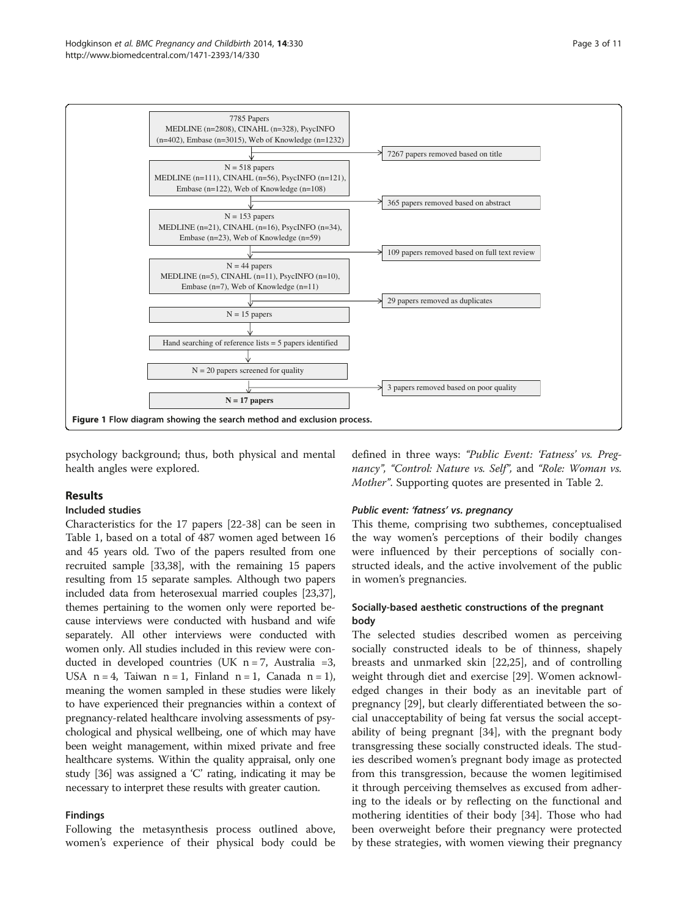7785 Papers
MEDLINE (n=2808), CINAHL (n=328), PsycINFO (n=402), Embase (n=3015), Web of Knowledge (n=1232)

→ 7267 papers removed based on title

N = 518 papers
MEDLINE (n=111), CINAHL (n=56), PsycINFO (n=121), Embase (n=122), Web of Knowledge (n=108)

→ 365 papers removed based on abstract

N = 153 papers
MEDLINE (n=21), CINAHL (n=16), PsycINFO (n=34), Embase (n=23), Web of Knowledge (n=59)

→ 109 papers removed based on full text review

N = 44 papers
MEDLINE (n=5), CINAHL (n=11), PsycINFO (n=10), Embase (n=7), Web of Knowledge (n=11)

→ 29 papers removed as duplicates

N = 15 papers

Hand searching of reference lists = 5 papers identified

N = 20 papers screened for quality

→ 3 papers removed based on poor quality

**N = 17 papers**

**Figure 1 Flow diagram showing the search method and exclusion process.**

psychology background; thus, both physical and mental health angles were explored.

## Results

### Included studies

Characteristics for the 17 papers [22-38] can be seen in Table 1, based on a total of 487 women aged between 16 and 45 years old. Two of the papers resulted from one recruited sample [33,38], with the remaining 15 papers resulting from 15 separate samples. Although two papers included data from heterosexual married couples [23,37], themes pertaining to the women only were reported because interviews were conducted with husband and wife separately. All other interviews were conducted with women only. All studies included in this review were conducted in developed countries (UK n = 7, Australia =3, USA n = 4, Taiwan n = 1, Finland n = 1, Canada n = 1), meaning the women sampled in these studies were likely to have experienced their pregnancies within a context of pregnancy-related healthcare involving assessments of psychological and physical wellbeing, one of which may have been weight management, within mixed private and free healthcare systems. Within the quality appraisal, only one study [36] was assigned a 'C' rating, indicating it may be necessary to interpret these results with greater caution.

### Findings

Following the metasynthesis process outlined above, women's experience of their physical body could be defined in three ways: *"Public Event: 'Fatness' vs. Pregnancy"*, *"Control: Nature vs. Self"*, and *"Role: Woman vs. Mother"*. Supporting quotes are presented in Table 2.

#### *Public event: 'fatness' vs. pregnancy*

This theme, comprising two subthemes, conceptualised the way women's perceptions of their bodily changes were influenced by their perceptions of socially constructed ideals, and the active involvement of the public in women's pregnancies.

#### Socially-based aesthetic constructions of the pregnant body

The selected studies described women as perceiving socially constructed ideals to be of thinness, shapely breasts and unmarked skin [22,25], and of controlling weight through diet and exercise [29]. Women acknowledged changes in their body as an inevitable part of pregnancy [29], but clearly differentiated between the social unacceptability of being fat versus the social acceptability of being pregnant [34], with the pregnant body transgressing these socially constructed ideals. The studies described women's pregnant body image as protected from this transgression, because the women legitimised it through perceiving themselves as excused from adhering to the ideals or by reflecting on the functional and mothering identities of their body [34]. Those who had been overweight before their pregnancy were protected by these strategies, with women viewing their pregnancy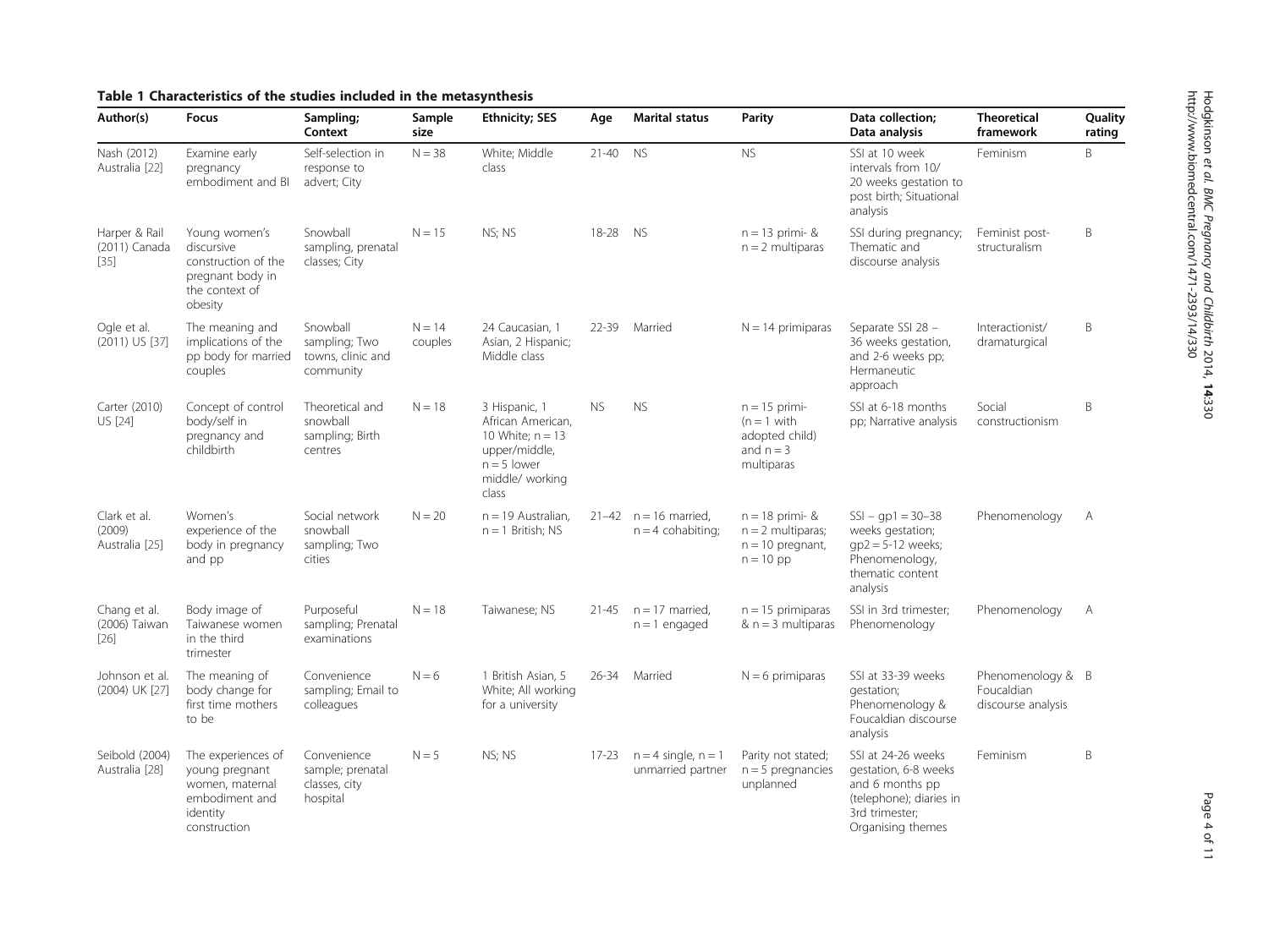**Table 1 Characteristics of the studies included in the metasynthesis**

| Author(s) | Focus | Sampling; Context | Sample size | Ethnicity; SES | Age | Marital status | Parity | Data collection; Data analysis | Theoretical framework | Quality rating |
|---|---|---|---|---|---|---|---|---|---|---|
| Nash (2012) Australia [22] | Examine early pregnancy embodiment and BI | Self-selection in response to advert; City | N = 38 | White; Middle class | 21-40 | NS | NS | SSI at 10 week intervals from 10/ 20 weeks gestation to post birth; Situational analysis | Feminism | B |
| Harper & Rail (2011) Canada [35] | Young women's discursive construction of the pregnant body in the context of obesity | Snowball sampling, prenatal classes; City | N = 15 | NS; NS | 18-28 | NS | n = 13 primi- & n = 2 multiparas | SSI during pregnancy; Thematic and discourse analysis | Feminist post-structuralism | B |
| Ogle et al. (2011) US [37] | The meaning and implications of the pp body for married couples | Snowball sampling; Two towns, clinic and community | N = 14 couples | 24 Caucasian, 1 Asian, 2 Hispanic; Middle class | 22-39 | Married | N = 14 primiparas | Separate SSI 28 – 36 weeks gestation, and 2-6 weeks pp; Hermeneutic approach | Interactionist/ dramaturgical | B |
| Carter (2010) US [24] | Concept of control body/self in pregnancy and childbirth | Theoretical and snowball sampling; Birth centres | N = 18 | 3 Hispanic, 1 African American, 10 White; n = 13 upper/middle, n = 5 lower middle/ working class | NS | NS | n = 15 primi- (n = 1 with adopted child) and n = 3 multiparas | SSI at 6-18 months pp; Narrative analysis | Social constructionism | B |
| Clark et al. (2009) Australia [25] | Women's experience of the body in pregnancy and pp | Social network snowball sampling; Two cities | N = 20 | n = 19 Australian, n = 1 British; NS | 21–42 | n = 16 married, n = 4 cohabiting; | n = 18 primi- & n = 2 multiparas; n = 10 pregnant, n = 10 pp | SSI – gp1 = 30–38 weeks gestation; gp2 = 5-12 weeks; Phenomenology, thematic content analysis | Phenomenology | A |
| Chang et al. (2006) Taiwan [26] | Body image of Taiwanese women in the third trimester | Purposeful sampling; Prenatal examinations | N = 18 | Taiwanese; NS | 21-45 | n = 17 married, n = 1 engaged | n = 15 primiparas & n = 3 multiparas | SSI in 3rd trimester; Phenomenology | Phenomenology | A |
| Johnson et al. (2004) UK [27] | The meaning of body change for first time mothers to be | Convenience sampling; Email to colleagues | N = 6 | 1 British Asian, 5 White; All working for a university | 26-34 | Married | N = 6 primiparas | SSI at 33-39 weeks gestation; Phenomenology & Foucaldian discourse analysis | Phenomenology & Foucaldian discourse analysis | B |
| Seibold (2004) Australia [28] | The experiences of young pregnant women, maternal embodiment and identity construction | Convenience sample; prenatal classes, city hospital | N = 5 | NS; NS | 17-23 | n = 4 single, n = 1 unmarried partner | Parity not stated; n = 5 pregnancies unplanned | SSI at 24-26 weeks gestation, 6-8 weeks and 6 months pp (telephone); diaries in 3rd trimester; Organising themes | Feminism | B |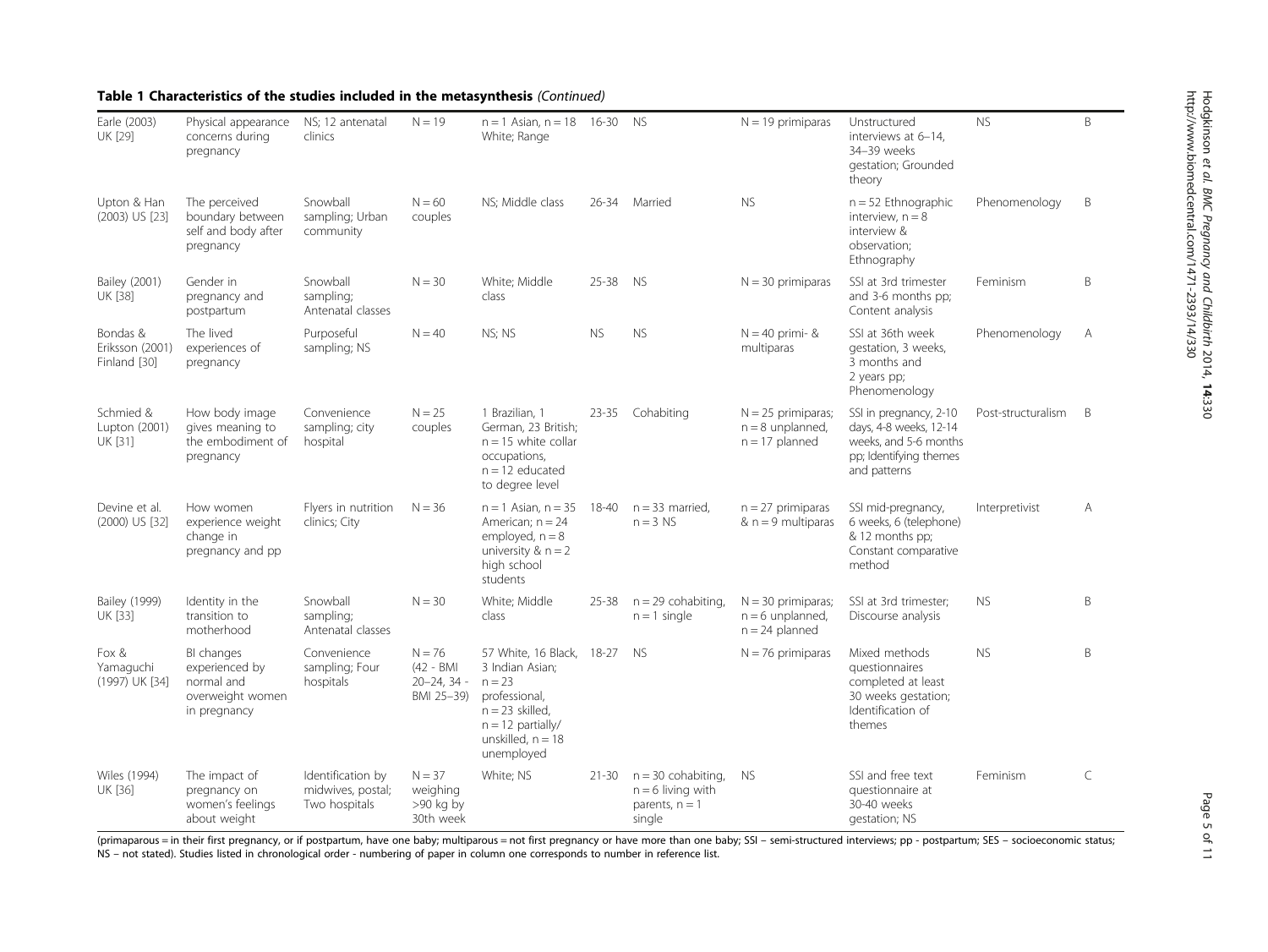**Table 1 Characteristics of the studies included in the metasynthesis** *(Continued)*

| | | | | | | | | | | |
|---|---|---|---|---|---|---|---|---|---|---|
| Earle (2003) UK [29] | Physical appearance concerns during pregnancy | NS; 12 antenatal clinics | N = 19 | n = 1 Asian, n = 18 White; Range | 16-30 | NS | N = 19 primiparas | Unstructured interviews at 6–14, 34–39 weeks gestation; Grounded theory | NS | B |
| Upton & Han (2003) US [23] | The perceived boundary between self and body after pregnancy | Snowball sampling; Urban community | N = 60 couples | NS; Middle class | 26-34 | Married | NS | n = 52 Ethnographic interview, n = 8 interview & observation; Ethnography | Phenomenology | B |
| Bailey (2001) UK [38] | Gender in pregnancy and postpartum | Snowball sampling; Antenatal classes | N = 30 | White; Middle class | 25-38 | NS | N = 30 primiparas | SSI at 3rd trimester and 3-6 months pp; Content analysis | Feminism | B |
| Bondas & Eriksson (2001) Finland [30] | The lived experiences of pregnancy | Purposeful sampling; NS | N = 40 | NS; NS | NS | NS | N = 40 primi- & multiparas | SSI at 36th week gestation, 3 weeks, 3 months and 2 years pp; Phenomenology | Phenomenology | A |
| Schmied & Lupton (2001) UK [31] | How body image gives meaning to the embodiment of pregnancy | Convenience sampling; city hospital | N = 25 couples | 1 Brazilian, 1 German, 23 British; n = 15 white collar occupations, n = 12 educated to degree level | 23-35 | Cohabiting | N = 25 primiparas; n = 8 unplanned, n = 17 planned | SSI in pregnancy, 2-10 days, 4-8 weeks, 12-14 weeks, and 5-6 months pp; Identifying themes and patterns | Post-structuralism | B |
| Devine et al. (2000) US [32] | How women experience weight change in pregnancy and pp | Flyers in nutrition clinics; City | N = 36 | n = 1 Asian, n = 35 American; n = 24 employed, n = 8 university & n = 2 high school students | 18-40 | n = 33 married, n = 3 NS | n = 27 primiparas & n = 9 multiparas | SSI mid-pregnancy, 6 weeks, 6 (telephone) & 12 months pp; Constant comparative method | Interpretivist | A |
| Bailey (1999) UK [33] | Identity in the transition to motherhood | Snowball sampling; Antenatal classes | N = 30 | White; Middle class | 25-38 | n = 29 cohabiting, n = 1 single | N = 30 primiparas; n = 6 unplanned, n = 24 planned | SSI at 3rd trimester; Discourse analysis | NS | B |
| Fox & Yamaguchi (1997) UK [34] | BI changes experienced by normal and overweight women in pregnancy | Convenience sampling; Four hospitals | N = 76 (42 - BMI 20–24, 34 - BMI 25–39) | 57 White, 16 Black, 3 Indian Asian; n = 23 professional, n = 23 skilled, n = 12 partially/ unskilled, n = 18 unemployed | 18-27 | NS | N = 76 primiparas | Mixed methods questionnaires completed at least 30 weeks gestation; Identification of themes | NS | B |
| Wiles (1994) UK [36] | The impact of pregnancy on women's feelings about weight | Identification by midwives, postal; Two hospitals | N = 37 weighing >90 kg by 30th week | White; NS | 21-30 | n = 30 cohabiting, n = 6 living with parents, n = 1 single | NS | SSI and free text questionnaire at 30-40 weeks gestation; NS | Feminism | C |

(primaparous = in their first pregnancy, or if postpartum, have one baby; multiparous = not first pregnancy or have more than one baby; SSI – semi-structured interviews; pp - postpartum; SES – socioeconomic status; NS – not stated). Studies listed in chronological order - numbering of paper in column one corresponds to number in reference list.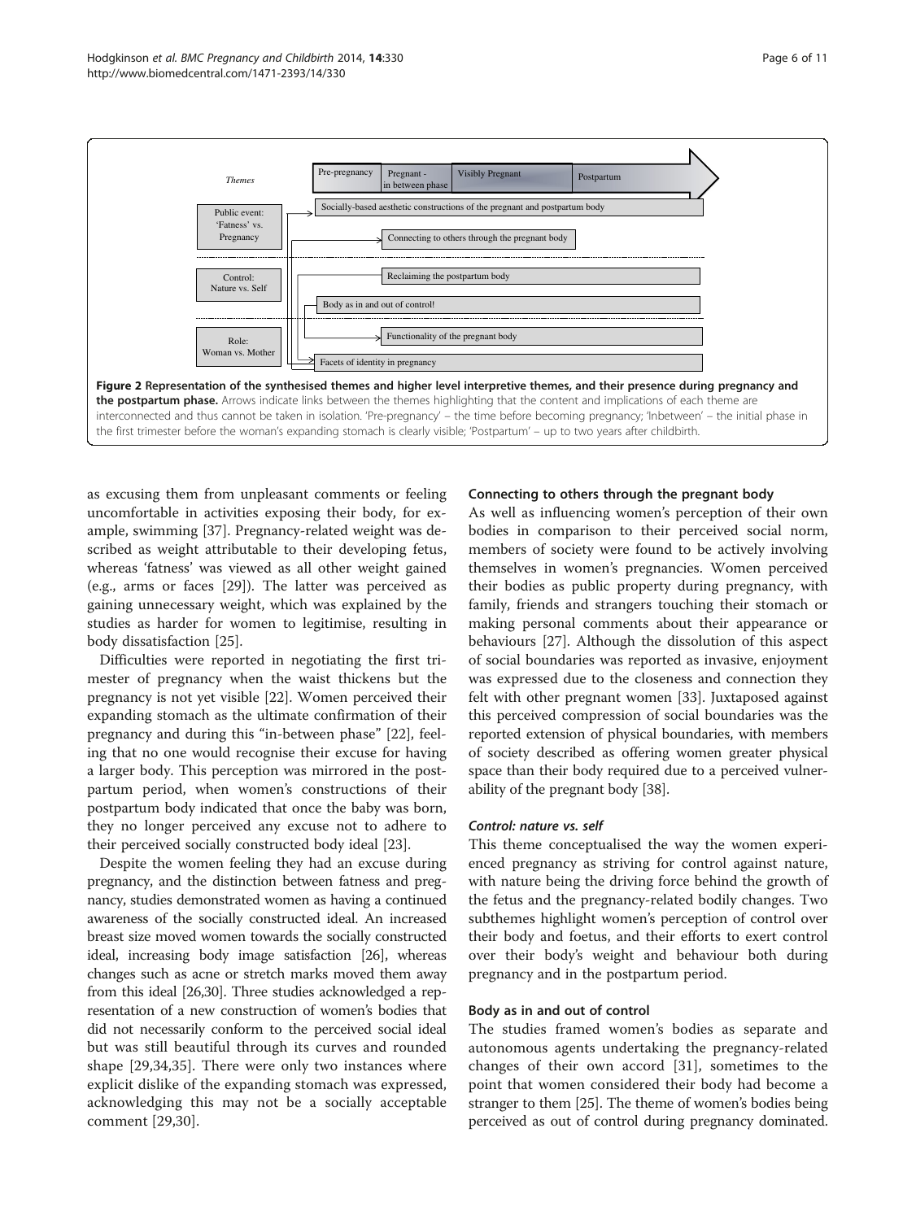**Figure 2 Representation of the synthesised themes and higher level interpretive themes, and their presence during pregnancy and the postpartum phase.** Arrows indicate links between the themes highlighting that the content and implications of each theme are interconnected and thus cannot be taken in isolation. 'Pre-pregnancy' – the time before becoming pregnancy; 'Inbetween' – the initial phase in the first trimester before the woman's expanding stomach is clearly visible; 'Postpartum' – up to two years after childbirth.

as excusing them from unpleasant comments or feeling uncomfortable in activities exposing their body, for example, swimming [37]. Pregnancy-related weight was described as weight attributable to their developing fetus, whereas 'fatness' was viewed as all other weight gained (e.g., arms or faces [29]). The latter was perceived as gaining unnecessary weight, which was explained by the studies as harder for women to legitimise, resulting in body dissatisfaction [25].

Difficulties were reported in negotiating the first trimester of pregnancy when the waist thickens but the pregnancy is not yet visible [22]. Women perceived their expanding stomach as the ultimate confirmation of their pregnancy and during this "in-between phase" [22], feeling that no one would recognise their excuse for having a larger body. This perception was mirrored in the postpartum period, when women's constructions of their postpartum body indicated that once the baby was born, they no longer perceived any excuse not to adhere to their perceived socially constructed body ideal [23].

Despite the women feeling they had an excuse during pregnancy, and the distinction between fatness and pregnancy, studies demonstrated women as having a continued awareness of the socially constructed ideal. An increased breast size moved women towards the socially constructed ideal, increasing body image satisfaction [26], whereas changes such as acne or stretch marks moved them away from this ideal [26,30]. Three studies acknowledged a representation of a new construction of women's bodies that did not necessarily conform to the perceived social ideal but was still beautiful through its curves and rounded shape [29,34,35]. There were only two instances where explicit dislike of the expanding stomach was expressed, acknowledging this may not be a socially acceptable comment [29,30].

#### Connecting to others through the pregnant body

As well as influencing women's perception of their own bodies in comparison to their perceived social norm, members of society were found to be actively involving themselves in women's pregnancies. Women perceived their bodies as public property during pregnancy, with family, friends and strangers touching their stomach or making personal comments about their appearance or behaviours [27]. Although the dissolution of this aspect of social boundaries was reported as invasive, enjoyment was expressed due to the closeness and connection they felt with other pregnant women [33]. Juxtaposed against this perceived compression of social boundaries was the reported extension of physical boundaries, with members of society described as offering women greater physical space than their body required due to a perceived vulnerability of the pregnant body [38].

### *Control: nature vs. self*

This theme conceptualised the way the women experienced pregnancy as striving for control against nature, with nature being the driving force behind the growth of the fetus and the pregnancy-related bodily changes. Two subthemes highlight women's perception of control over their body and foetus, and their efforts to exert control over their body's weight and behaviour both during pregnancy and in the postpartum period.

#### Body as in and out of control

The studies framed women's bodies as separate and autonomous agents undertaking the pregnancy-related changes of their own accord [31], sometimes to the point that women considered their body had become a stranger to them [25]. The theme of women's bodies being perceived as out of control during pregnancy dominated.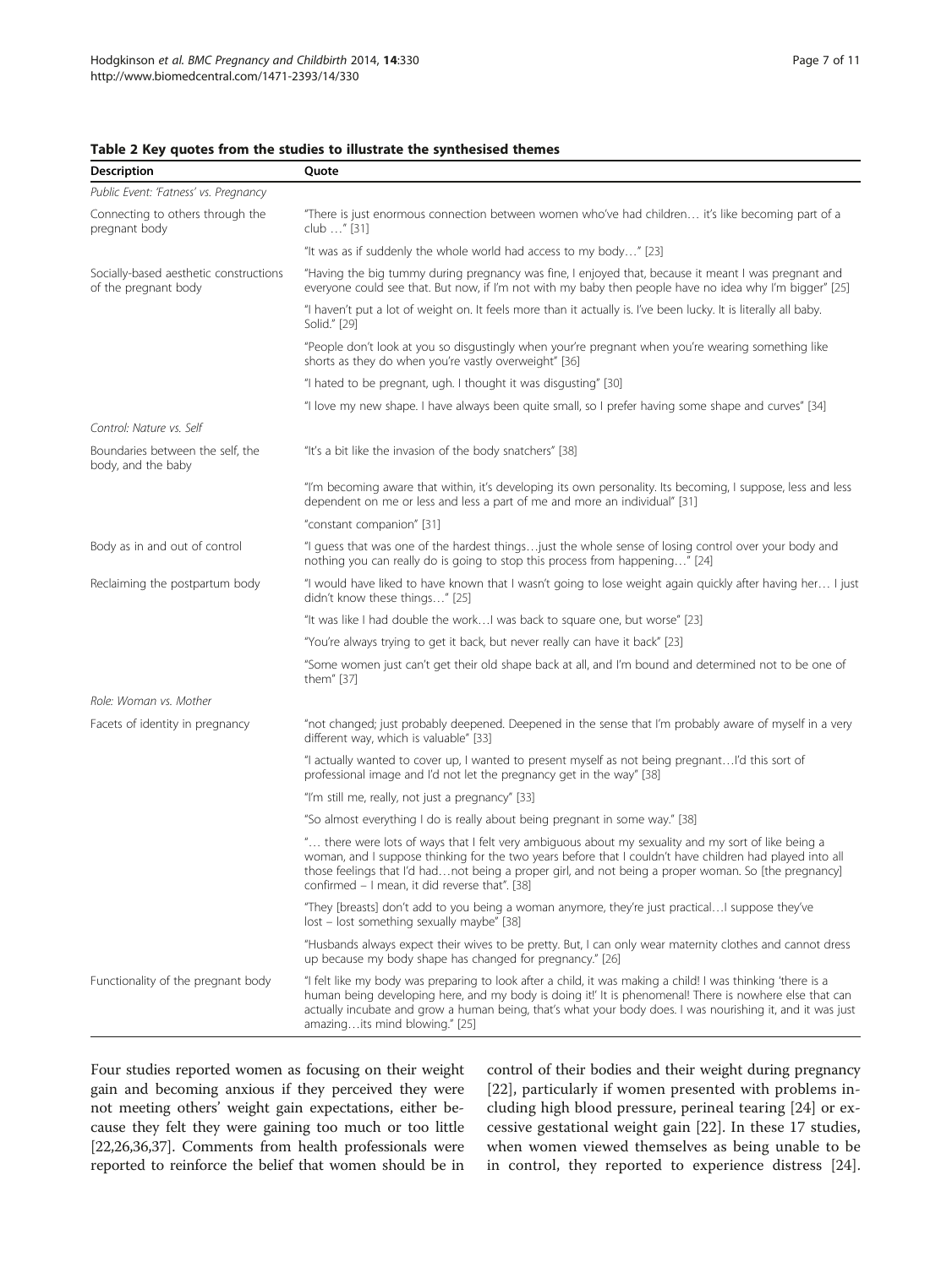**Table 2 Key quotes from the studies to illustrate the synthesised themes**

| Description | Quote |
| --- | --- |
| *Public Event: 'Fatness' vs. Pregnancy* | |
| Connecting to others through the pregnant body | "There is just enormous connection between women who've had children… it's like becoming part of a club …" [31] |
| | "It was as if suddenly the whole world had access to my body…" [23] |
| Socially-based aesthetic constructions of the pregnant body | "Having the big tummy during pregnancy was fine, I enjoyed that, because it meant I was pregnant and everyone could see that. But now, if I'm not with my baby then people have no idea why I'm bigger" [25] |
| | "I haven't put a lot of weight on. It feels more than it actually is. I've been lucky. It is literally all baby. Solid." [29] |
| | "People don't look at you so disgustingly when your're pregnant when you're wearing something like shorts as they do when you're vastly overweight" [36] |
| | "I hated to be pregnant, ugh. I thought it was disgusting" [30] |
| | "I love my new shape. I have always been quite small, so I prefer having some shape and curves" [34] |
| *Control: Nature vs. Self* | |
| Boundaries between the self, the body, and the baby | "It's a bit like the invasion of the body snatchers" [38] |
| | "I'm becoming aware that within, it's developing its own personality. Its becoming, I suppose, less and less dependent on me or less and less a part of me and more an individual" [31] |
| | "constant companion" [31] |
| Body as in and out of control | "I guess that was one of the hardest things…just the whole sense of losing control over your body and nothing you can really do is going to stop this process from happening…" [24] |
| Reclaiming the postpartum body | "I would have liked to have known that I wasn't going to lose weight again quickly after having her… I just didn't know these things…" [25] |
| | "It was like I had double the work…I was back to square one, but worse" [23] |
| | "You're always trying to get it back, but never really can have it back" [23] |
| | "Some women just can't get their old shape back at all, and I'm bound and determined not to be one of them" [37] |
| *Role: Woman vs. Mother* | |
| Facets of identity in pregnancy | "not changed; just probably deepened. Deepened in the sense that I'm probably aware of myself in a very different way, which is valuable" [33] |
| | "I actually wanted to cover up, I wanted to present myself as not being pregnant…I'd this sort of professional image and I'd not let the pregnancy get in the way" [38] |
| | "I'm still me, really, not just a pregnancy" [33] |
| | "So almost everything I do is really about being pregnant in some way." [38] |
| | "… there were lots of ways that I felt very ambiguous about my sexuality and my sort of like being a woman, and I suppose thinking for the two years before that I couldn't have children had played into all those feelings that I'd had…not being a proper girl, and not being a proper woman. So [the pregnancy] confirmed – I mean, it did reverse that". [38] |
| | "They [breasts] don't add to you being a woman anymore, they're just practical…I suppose they've lost – lost something sexually maybe" [38] |
| | "Husbands always expect their wives to be pretty. But, I can only wear maternity clothes and cannot dress up because my body shape has changed for pregnancy." [26] |
| Functionality of the pregnant body | "I felt like my body was preparing to look after a child, it was making a child! I was thinking 'there is a human being developing here, and my body is doing it!' It is phenomenal! There is nowhere else that can actually incubate and grow a human being, that's what your body does. I was nourishing it, and it was just amazing…its mind blowing." [25] |

Four studies reported women as focusing on their weight gain and becoming anxious if they perceived they were not meeting others' weight gain expectations, either because they felt they were gaining too much or too little [22,26,36,37]. Comments from health professionals were reported to reinforce the belief that women should be in control of their bodies and their weight during pregnancy [22], particularly if women presented with problems including high blood pressure, perineal tearing [24] or excessive gestational weight gain [22]. In these 17 studies, when women viewed themselves as being unable to be in control, they reported to experience distress [24].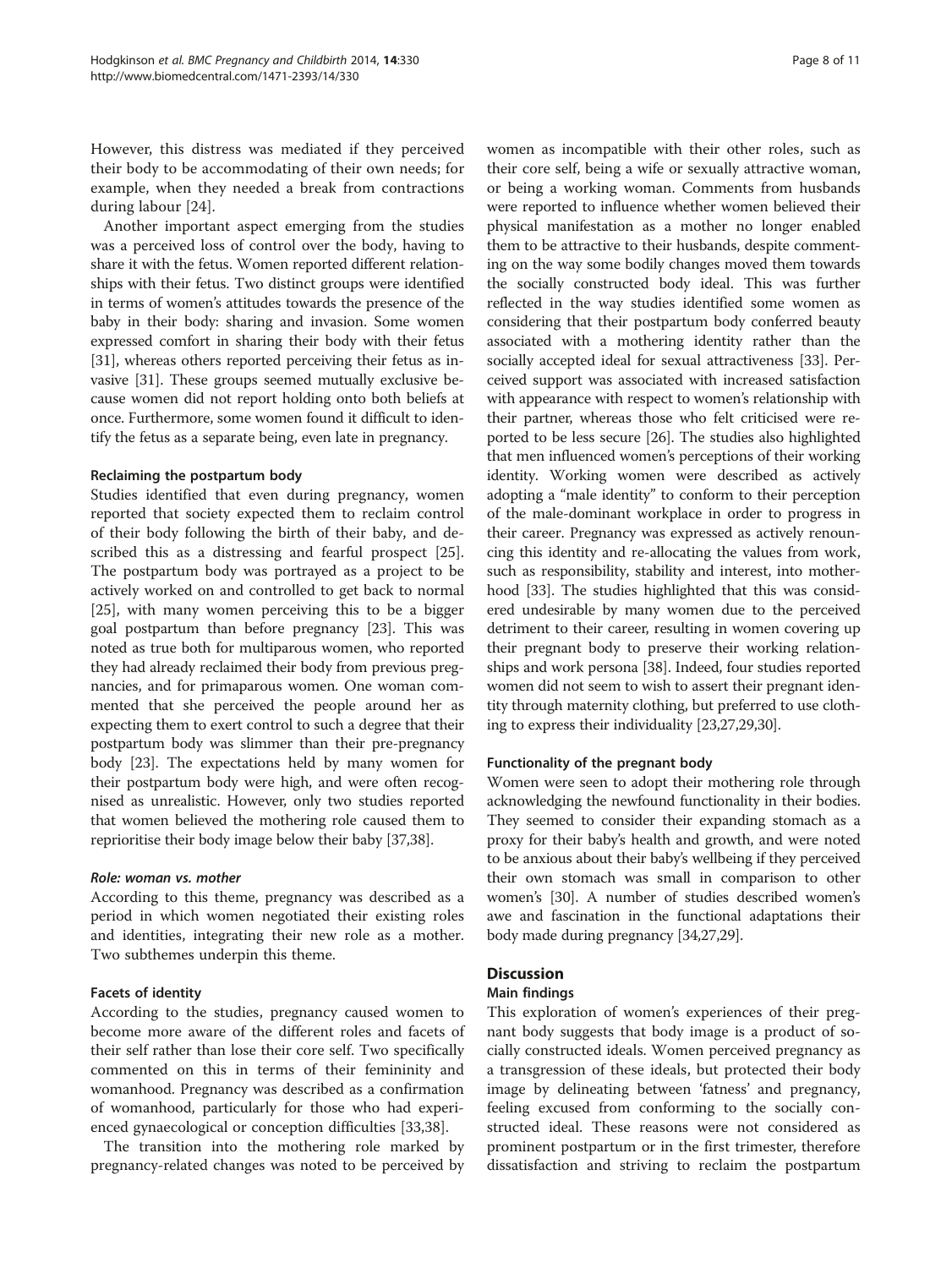However, this distress was mediated if they perceived their body to be accommodating of their own needs; for example, when they needed a break from contractions during labour [24].

Another important aspect emerging from the studies was a perceived loss of control over the body, having to share it with the fetus. Women reported different relationships with their fetus. Two distinct groups were identified in terms of women's attitudes towards the presence of the baby in their body: sharing and invasion. Some women expressed comfort in sharing their body with their fetus [31], whereas others reported perceiving their fetus as invasive [31]. These groups seemed mutually exclusive because women did not report holding onto both beliefs at once. Furthermore, some women found it difficult to identify the fetus as a separate being, even late in pregnancy.

#### Reclaiming the postpartum body

Studies identified that even during pregnancy, women reported that society expected them to reclaim control of their body following the birth of their baby, and described this as a distressing and fearful prospect [25]. The postpartum body was portrayed as a project to be actively worked on and controlled to get back to normal [25], with many women perceiving this to be a bigger goal postpartum than before pregnancy [23]. This was noted as true both for multiparous women, who reported they had already reclaimed their body from previous pregnancies, and for primaparous women. One woman commented that she perceived the people around her as expecting them to exert control to such a degree that their postpartum body was slimmer than their pre-pregnancy body [23]. The expectations held by many women for their postpartum body were high, and were often recognised as unrealistic. However, only two studies reported that women believed the mothering role caused them to reprioritise their body image below their baby [37,38].

### *Role: woman vs. mother*

According to this theme, pregnancy was described as a period in which women negotiated their existing roles and identities, integrating their new role as a mother. Two subthemes underpin this theme.

#### Facets of identity

According to the studies, pregnancy caused women to become more aware of the different roles and facets of their self rather than lose their core self. Two specifically commented on this in terms of their femininity and womanhood. Pregnancy was described as a confirmation of womanhood, particularly for those who had experienced gynaecological or conception difficulties [33,38].

The transition into the mothering role marked by pregnancy-related changes was noted to be perceived by women as incompatible with their other roles, such as their core self, being a wife or sexually attractive woman, or being a working woman. Comments from husbands were reported to influence whether women believed their physical manifestation as a mother no longer enabled them to be attractive to their husbands, despite commenting on the way some bodily changes moved them towards the socially constructed body ideal. This was further reflected in the way studies identified some women as considering that their postpartum body conferred beauty associated with a mothering identity rather than the socially accepted ideal for sexual attractiveness [33]. Perceived support was associated with increased satisfaction with appearance with respect to women's relationship with their partner, whereas those who felt criticised were reported to be less secure [26]. The studies also highlighted that men influenced women's perceptions of their working identity. Working women were described as actively adopting a "male identity" to conform to their perception of the male-dominant workplace in order to progress in their career. Pregnancy was expressed as actively renouncing this identity and re-allocating the values from work, such as responsibility, stability and interest, into motherhood [33]. The studies highlighted that this was considered undesirable by many women due to the perceived detriment to their career, resulting in women covering up their pregnant body to preserve their working relationships and work persona [38]. Indeed, four studies reported women did not seem to wish to assert their pregnant identity through maternity clothing, but preferred to use clothing to express their individuality [23,27,29,30].

#### Functionality of the pregnant body

Women were seen to adopt their mothering role through acknowledging the newfound functionality in their bodies. They seemed to consider their expanding stomach as a proxy for their baby's health and growth, and were noted to be anxious about their baby's wellbeing if they perceived their own stomach was small in comparison to other women's [30]. A number of studies described women's awe and fascination in the functional adaptations their body made during pregnancy [34,27,29].

## Discussion

### Main findings

This exploration of women's experiences of their pregnant body suggests that body image is a product of socially constructed ideals. Women perceived pregnancy as a transgression of these ideals, but protected their body image by delineating between 'fatness' and pregnancy, feeling excused from conforming to the socially constructed ideal. These reasons were not considered as prominent postpartum or in the first trimester, therefore dissatisfaction and striving to reclaim the postpartum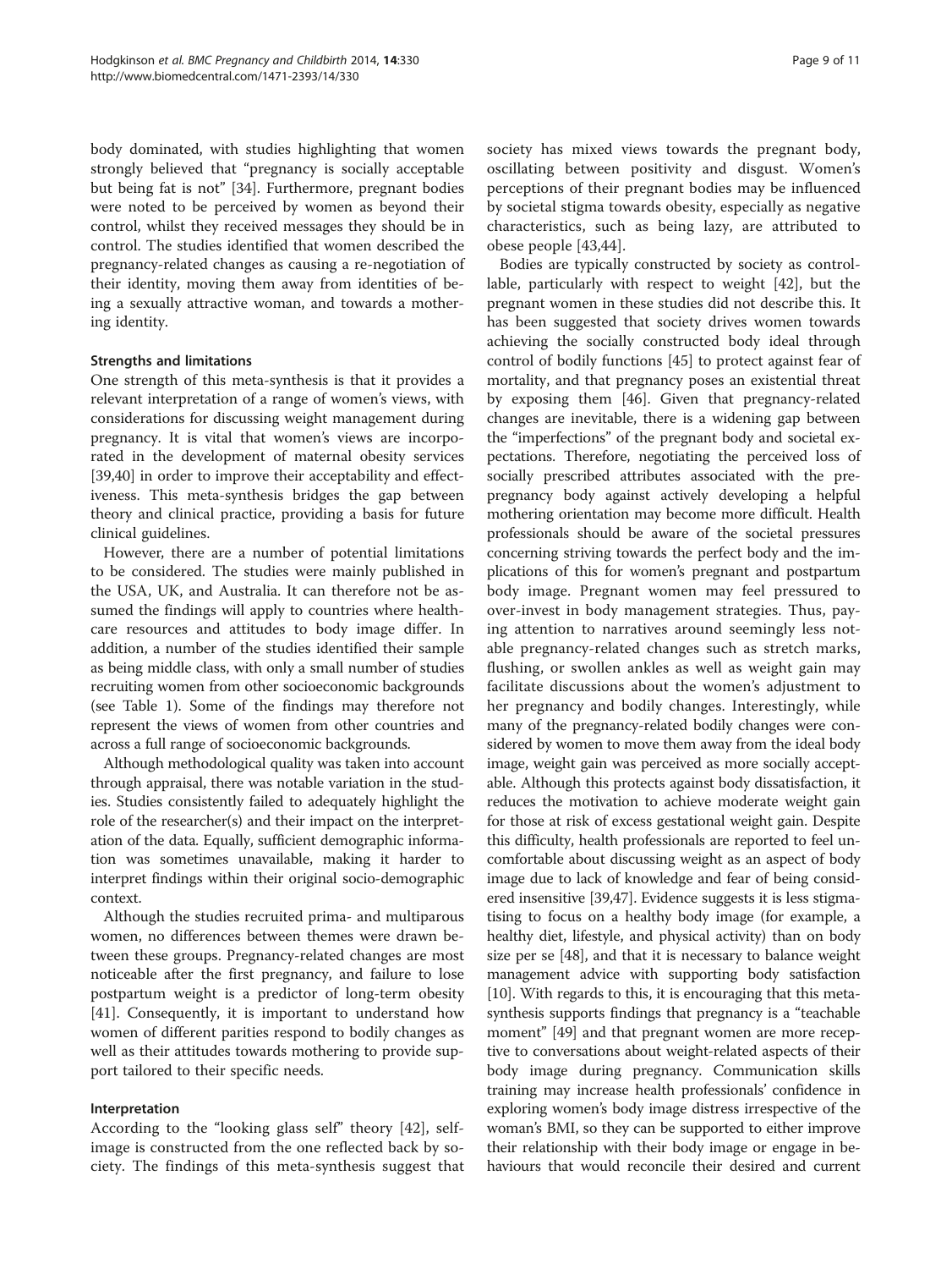body dominated, with studies highlighting that women strongly believed that "pregnancy is socially acceptable but being fat is not" [34]. Furthermore, pregnant bodies were noted to be perceived by women as beyond their control, whilst they received messages they should be in control. The studies identified that women described the pregnancy-related changes as causing a re-negotiation of their identity, moving them away from identities of being a sexually attractive woman, and towards a mothering identity.

### Strengths and limitations

One strength of this meta-synthesis is that it provides a relevant interpretation of a range of women's views, with considerations for discussing weight management during pregnancy. It is vital that women's views are incorporated in the development of maternal obesity services [39,40] in order to improve their acceptability and effectiveness. This meta-synthesis bridges the gap between theory and clinical practice, providing a basis for future clinical guidelines.

However, there are a number of potential limitations to be considered. The studies were mainly published in the USA, UK, and Australia. It can therefore not be assumed the findings will apply to countries where healthcare resources and attitudes to body image differ. In addition, a number of the studies identified their sample as being middle class, with only a small number of studies recruiting women from other socioeconomic backgrounds (see Table 1). Some of the findings may therefore not represent the views of women from other countries and across a full range of socioeconomic backgrounds.

Although methodological quality was taken into account through appraisal, there was notable variation in the studies. Studies consistently failed to adequately highlight the role of the researcher(s) and their impact on the interpretation of the data. Equally, sufficient demographic information was sometimes unavailable, making it harder to interpret findings within their original socio-demographic context.

Although the studies recruited prima- and multiparous women, no differences between themes were drawn between these groups. Pregnancy-related changes are most noticeable after the first pregnancy, and failure to lose postpartum weight is a predictor of long-term obesity [41]. Consequently, it is important to understand how women of different parities respond to bodily changes as well as their attitudes towards mothering to provide support tailored to their specific needs.

### Interpretation

According to the "looking glass self" theory [42], self-image is constructed from the one reflected back by society. The findings of this meta-synthesis suggest that society has mixed views towards the pregnant body, oscillating between positivity and disgust. Women's perceptions of their pregnant bodies may be influenced by societal stigma towards obesity, especially as negative characteristics, such as being lazy, are attributed to obese people [43,44].

Bodies are typically constructed by society as controllable, particularly with respect to weight [42], but the pregnant women in these studies did not describe this. It has been suggested that society drives women towards achieving the socially constructed body ideal through control of bodily functions [45] to protect against fear of mortality, and that pregnancy poses an existential threat by exposing them [46]. Given that pregnancy-related changes are inevitable, there is a widening gap between the "imperfections" of the pregnant body and societal expectations. Therefore, negotiating the perceived loss of socially prescribed attributes associated with the pre-pregnancy body against actively developing a helpful mothering orientation may become more difficult. Health professionals should be aware of the societal pressures concerning striving towards the perfect body and the implications of this for women's pregnant and postpartum body image. Pregnant women may feel pressured to over-invest in body management strategies. Thus, paying attention to narratives around seemingly less notable pregnancy-related changes such as stretch marks, flushing, or swollen ankles as well as weight gain may facilitate discussions about the women's adjustment to her pregnancy and bodily changes. Interestingly, while many of the pregnancy-related bodily changes were considered by women to move them away from the ideal body image, weight gain was perceived as more socially acceptable. Although this protects against body dissatisfaction, it reduces the motivation to achieve moderate weight gain for those at risk of excess gestational weight gain. Despite this difficulty, health professionals are reported to feel uncomfortable about discussing weight as an aspect of body image due to lack of knowledge and fear of being considered insensitive [39,47]. Evidence suggests it is less stigmatising to focus on a healthy body image (for example, a healthy diet, lifestyle, and physical activity) than on body size per se [48], and that it is necessary to balance weight management advice with supporting body satisfaction [10]. With regards to this, it is encouraging that this meta-synthesis supports findings that pregnancy is a "teachable moment" [49] and that pregnant women are more receptive to conversations about weight-related aspects of their body image during pregnancy. Communication skills training may increase health professionals' confidence in exploring women's body image distress irrespective of the woman's BMI, so they can be supported to either improve their relationship with their body image or engage in behaviours that would reconcile their desired and current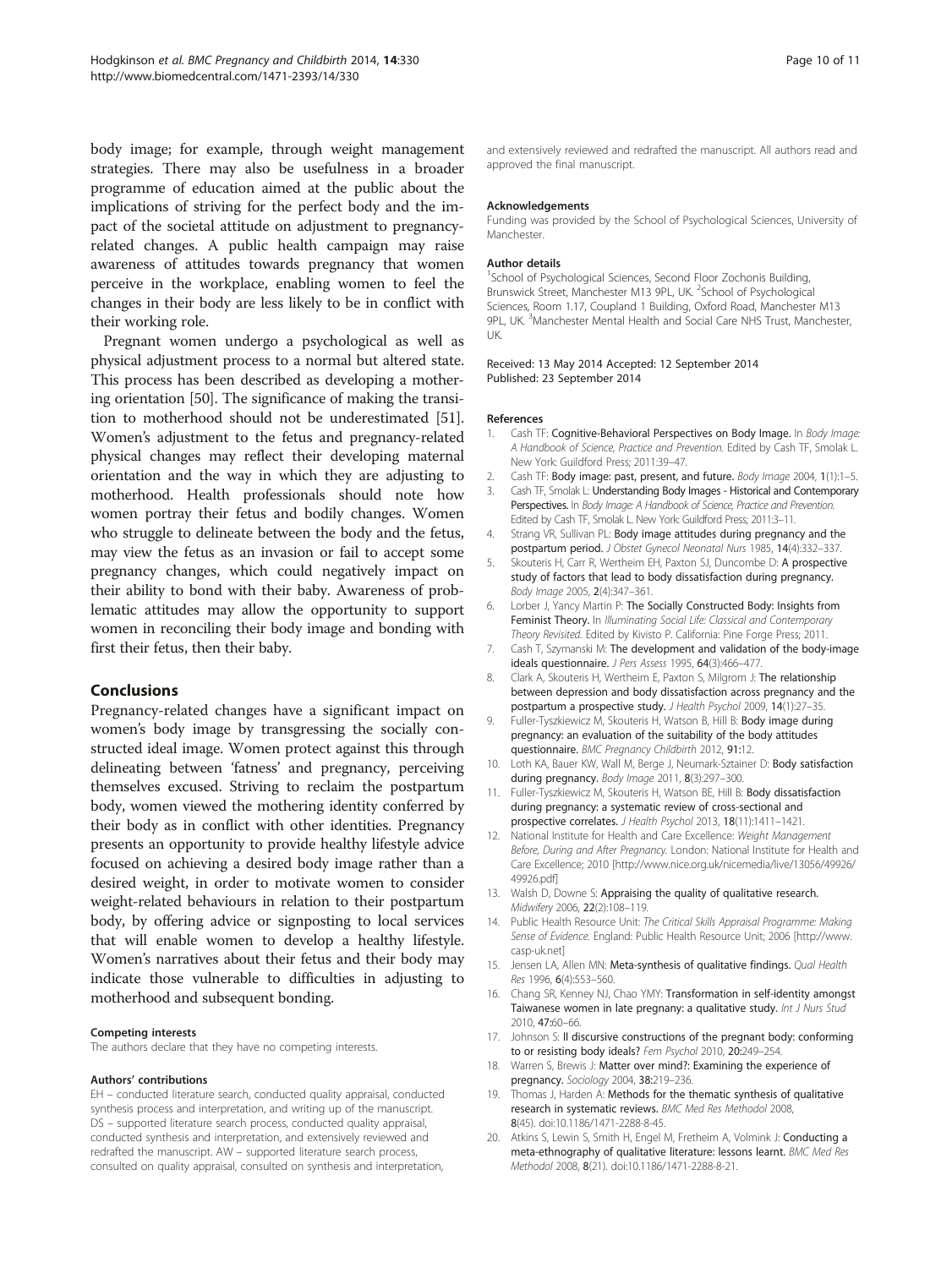body image; for example, through weight management strategies. There may also be usefulness in a broader programme of education aimed at the public about the implications of striving for the perfect body and the impact of the societal attitude on adjustment to pregnancy-related changes. A public health campaign may raise awareness of attitudes towards pregnancy that women perceive in the workplace, enabling women to feel the changes in their body are less likely to be in conflict with their working role.

Pregnant women undergo a psychological as well as physical adjustment process to a normal but altered state. This process has been described as developing a mothering orientation [50]. The significance of making the transition to motherhood should not be underestimated [51]. Women's adjustment to the fetus and pregnancy-related physical changes may reflect their developing maternal orientation and the way in which they are adjusting to motherhood. Health professionals should note how women portray their fetus and bodily changes. Women who struggle to delineate between the body and the fetus, may view the fetus as an invasion or fail to accept some pregnancy changes, which could negatively impact on their ability to bond with their baby. Awareness of problematic attitudes may allow the opportunity to support women in reconciling their body image and bonding with first their fetus, then their baby.

## Conclusions

Pregnancy-related changes have a significant impact on women's body image by transgressing the socially constructed ideal image. Women protect against this through delineating between 'fatness' and pregnancy, perceiving themselves excused. Striving to reclaim the postpartum body, women viewed the mothering identity conferred by their body as in conflict with other identities. Pregnancy presents an opportunity to provide healthy lifestyle advice focused on achieving a desired body image rather than a desired weight, in order to motivate women to consider weight-related behaviours in relation to their postpartum body, by offering advice or signposting to local services that will enable women to develop a healthy lifestyle. Women's narratives about their fetus and their body may indicate those vulnerable to difficulties in adjusting to motherhood and subsequent bonding.

#### Competing interests

The authors declare that they have no competing interests.

#### Authors' contributions

EH – conducted literature search, conducted quality appraisal, conducted synthesis process and interpretation, and writing up of the manuscript. DS – supported literature search process, conducted quality appraisal, conducted synthesis and interpretation, and extensively reviewed and redrafted the manuscript. AW – supported literature search process, consulted on quality appraisal, consulted on synthesis and interpretation, and extensively reviewed and redrafted the manuscript. All authors read and approved the final manuscript.

#### Acknowledgements

Funding was provided by the School of Psychological Sciences, University of Manchester.

#### Author details

[1]School of Psychological Sciences, Second Floor Zochonis Building, Brunswick Street, Manchester M13 9PL, UK. [2]School of Psychological Sciences, Room 1.17, Coupland 1 Building, Oxford Road, Manchester M13 9PL, UK. [3]Manchester Mental Health and Social Care NHS Trust, Manchester, UK.

Received: 13 May 2014 Accepted: 12 September 2014
Published: 23 September 2014

#### References

1. Cash TF: **Cognitive-Behavioral Perspectives on Body Image.** In *Body Image: A Handbook of Science, Practice and Prevention.* Edited by Cash TF, Smolak L. New York: Guildford Press; 2011:39–47.
2. Cash TF: **Body image: past, present, and future.** *Body Image* 2004, **1**(1):1–5.
3. Cash TF, Smolak L: **Understanding Body Images - Historical and Contemporary Perspectives.** In *Body Image: A Handbook of Science, Practice and Prevention.* Edited by Cash TF, Smolak L. New York: Guildford Press; 2011:3–11.
4. Strang VR, Sullivan PL: **Body image attitudes during pregnancy and the postpartum period.** *J Obstet Gynecol Neonatal Nurs* 1985, **14**(4):332–337.
5. Skouteris H, Carr R, Wertheim EH, Paxton SJ, Duncombe D: **A prospective study of factors that lead to body dissatisfaction during pregnancy.** *Body Image* 2005, **2**(4):347–361.
6. Lorber J, Yancy Martin P: **The Socially Constructed Body: Insights from Feminist Theory.** In *Illuminating Social Life: Classical and Contemporary Theory Revisited.* Edited by Kivisto P. California: Pine Forge Press; 2011.
7. Cash T, Szymanski M: **The development and validation of the body-image ideals questionnaire.** *J Pers Assess* 1995, **64**(3):466–477.
8. Clark A, Skouteris H, Wertheim E, Paxton S, Milgrom J: **The relationship between depression and body dissatisfaction across pregnancy and the postpartum a prospective study.** *J Health Psychol* 2009, **14**(1):27–35.
9. Fuller-Tyszkiewicz M, Skouteris H, Watson B, Hill B: **Body image during pregnancy: an evaluation of the suitability of the body attitudes questionnaire.** *BMC Pregnancy Childbirth* 2012, **91**:12.
10. Loth KA, Bauer KW, Wall M, Berge J, Neumark-Sztainer D: **Body satisfaction during pregnancy.** *Body Image* 2011, **8**(3):297–300.
11. Fuller-Tyszkiewicz M, Skouteris H, Watson BE, Hill B: **Body dissatisfaction during pregnancy: a systematic review of cross-sectional and prospective correlates.** *J Health Psychol* 2013, **18**(11):1411–1421.
12. National Institute for Health and Care Excellence: *Weight Management Before, During and After Pregnancy.* London: National Institute for Health and Care Excellence; 2010 [http://www.nice.org.uk/nicemedia/live/13056/49926/49926.pdf]
13. Walsh D, Downe S: **Appraising the quality of qualitative research.** *Midwifery* 2006, **22**(2):108–119.
14. Public Health Resource Unit: *The Critical Skills Appraisal Programme: Making Sense of Evidence.* England: Public Health Resource Unit; 2006 [http://www.casp-uk.net]
15. Jensen LA, Allen MN: **Meta-synthesis of qualitative findings.** *Qual Health Res* 1996, **6**(4):553–560.
16. Chang SR, Kenney NJ, Chao YMY: **Transformation in self-identity amongst Taiwanese women in late pregnany: a qualitative study.** *Int J Nurs Stud* 2010, **47**:60–66.
17. Johnson S: **Il discursive constructions of the pregnant body: conforming to or resisting body ideals?** *Fem Psychol* 2010, **20**:249–254.
18. Warren S, Brewis J: **Matter over mind?: Examining the experience of pregnancy.** *Sociology* 2004, **38**:219–236.
19. Thomas J, Harden A: **Methods for the thematic synthesis of qualitative research in systematic reviews.** *BMC Med Res Methodol* 2008, **8**(45). doi:10.1186/1471-2288-8-45.
20. Atkins S, Lewin S, Smith H, Engel M, Fretheim A, Volmink J: **Conducting a meta-ethnography of qualitative literature: lessons learnt.** *BMC Med Res Methodol* 2008, **8**(21). doi:10.1186/1471-2288-8-21.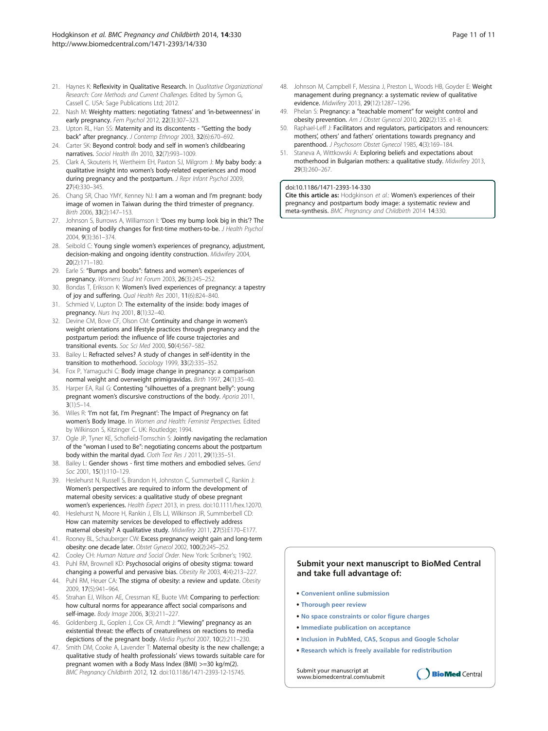21. Haynes K: **Reflexivity in Qualitative Research.** In *Qualitative Organizational Research: Core Methods and Current Challenges.* Edited by Symon G, Cassell C. USA: Sage Publications Ltd; 2012.
22. Nash M: **Weighty matters: negotiating 'fatness' and 'in-betweenness' in early pregnancy.** *Fem Psychol* 2012, **22**(3):307–323.
23. Upton RL, Han SS: **Maternity and its discontents - "Getting the body back" after pregnancy.** *J Contemp Ethnogr* 2003, **32**(6):670–692.
24. Carter SK: **Beyond control: body and self in women's childbearing narratives.** *Sociol Health Illn* 2010, **32**(7):993–1009.
25. Clark A, Skouteris H, Wertheim EH, Paxton SJ, Milgrom J: **My baby body: a qualitative insight into women's body-related experiences and mood during pregnancy and the postpartum.** *J Repr Infant Psychol* 2009, **27**(4):330–345.
26. Chang SR, Chao YMY, Kenney NJ: **I am a woman and I'm pregnant: body image of women in Taiwan during the third trimester of pregnancy.** *Birth* 2006, **33**(2):147–153.
27. Johnson S, Burrows A, Williamson I: **'Does my bump look big in this'? The meaning of bodily changes for first-time mothers-to-be.** *J Health Psychol* 2004, **9**(3):361–374.
28. Seibold C: **Young single women's experiences of pregnancy, adjustment, decision-making and ongoing identity construction.** *Midwifery* 2004, **20**(2):171–180.
29. Earle S: **"Bumps and boobs": fatness and women's experiences of pregnancy.** *Womens Stud Int Forum* 2003, **26**(3):245–252.
30. Bondas T, Eriksson K: **Women's lived experiences of pregnancy: a tapestry of joy and suffering.** *Qual Health Res* 2001, **11**(6):824–840.
31. Schmied V, Lupton D: **The externality of the inside: body images of pregnancy.** *Nurs Inq* 2001, **8**(1):32–40.
32. Devine CM, Bove CF, Olson CM: **Continuity and change in women's weight orientations and lifestyle practices through pregnancy and the postpartum period: the influence of life course trajectories and transitional events.** *Soc Sci Med* 2000, **50**(4):567–582.
33. Bailey L: **Refracted selves? A study of changes in self-identity in the transition to motherhood.** *Sociology* 1999, **33**(2):335–352.
34. Fox P, Yamaguchi C: **Body image change in pregnancy: a comparison normal weight and overweight primigravidas.** *Birth* 1997, **24**(1):35–40.
35. Harper EA, Rail G: **Contesting "silhouettes of a pregnant belly": young pregnant women's discursive constructions of the body.** *Aporia* 2011, **3**(1):5–14.
36. Wiles R: **'I'm not fat, I'm Pregnant': The Impact of Pregnancy on fat women's Body Image.** In *Women and Health: Feminist Perspectives.* Edited by Wilkinson S, Kitzinger C. UK: Routledge; 1994.
37. Ogle JP, Tyner KE, Schofield-Tomschin S: **Jointly navigating the reclamation of the "woman I used to Be": negotiating concerns about the postpartum body within the marital dyad.** *Cloth Text Res J* 2011, **29**(1):35–51.
38. Bailey L: **Gender shows - first time mothers and embodied selves.** *Gend Soc* 2001, **15**(1):110–129.
39. Heslehurst N, Russell S, Brandon H, Johnston C, Summerbell C, Rankin J: **Women's perspectives are required to inform the development of maternal obesity services: a qualitative study of obese pregnant women's experiences.** *Health Expect* 2013, in press. doi:10.1111/hex.12070.
40. Heslehurst N, Moore H, Rankin J, Ells LJ, Wilkinson JR, Summberbell CD: **How can maternity services be developed to effectively address maternal obesity? A qualitative study.** *Midwifery* 2011, **27**(5):E170–E177.
41. Rooney BL, Schauberger CW: **Excess pregnancy weight gain and long-term obesity: one decade later.** *Obstet Gynecol* 2002, **100**(2):245–252.
42. Cooley CH: *Human Nature and Social Order.* New York: Scribner's; 1902.
43. Puhl RM, Brownell KD: **Psychosocial origins of obesity stigma: toward changing a powerful and pervasive bias.** *Obesity Re* 2003, **4**(4):213–227.
44. Puhl RM, Heuer CA: **The stigma of obesity: a review and update.** *Obesity* 2009, **17**(5):941–964.
45. Strahan EJ, Wilson AE, Cressman KE, Buote VM: **Comparing to perfection: how cultural norms for appearance affect social comparisons and self-image.** *Body Image* 2006, **3**(3):211–227.
46. Goldenberg JL, Goplen J, Cox CR, Arndt J: **"Viewing" pregnancy as an existential threat: the effects of creatureliness on reactions to media depictions of the pregnant body.** *Media Psychol* 2007, **10**(2):211–230.
47. Smith DM, Cooke A, Lavender T: **Maternal obesity is the new challenge; a qualitative study of health professionals' views towards suitable care for pregnant women with a Body Mass Index (BMI) >=30 kg/m(2).** *BMC Pregnancy Childbirth* 2012, **12**. doi:10.1186/1471-2393-12-15745.
48. Johnson M, Campbell F, Messina J, Preston L, Woods HB, Goyder E: **Weight management during pregnancy: a systematic review of qualitative evidence.** *Midwifery* 2013, **29**(12):1287–1296.
49. Phelan S: **Pregnancy: a "teachable moment" for weight control and obesity prevention.** *Am J Obstet Gynecol* 2010, **202**(2):135. e1-8.
50. Raphael-Leff J: **Facilitators and regulators, participators and renouncers: mothers', others' and fathers' orientations towards pregnancy and parenthood.** *J Psychosom Obstet Gynecol* 1985, **4**(3):169–184.
51. Staneva A, Wittkowski A: **Exploring beliefs and expectations about motherhood in Bulgarian mothers: a qualitative study.** *Midwifery* 2013, **29**(3):260–267.

doi:10.1186/1471-2393-14-330
**Cite this article as:** Hodgkinson *et al.*: Women's experiences of their pregnancy and postpartum body image: a systematic review and meta-synthesis. *BMC Pregnancy and Childbirth* 2014 **14**:330.

**Submit your next manuscript to BioMed Central and take full advantage of:**

- **Convenient online submission**
- **Thorough peer review**
- **No space constraints or color figure charges**
- **Immediate publication on acceptance**
- **Inclusion in PubMed, CAS, Scopus and Google Scholar**
- **Research which is freely available for redistribution**

Submit your manuscript at
www.biomedcentral.com/submit

BioMed Central